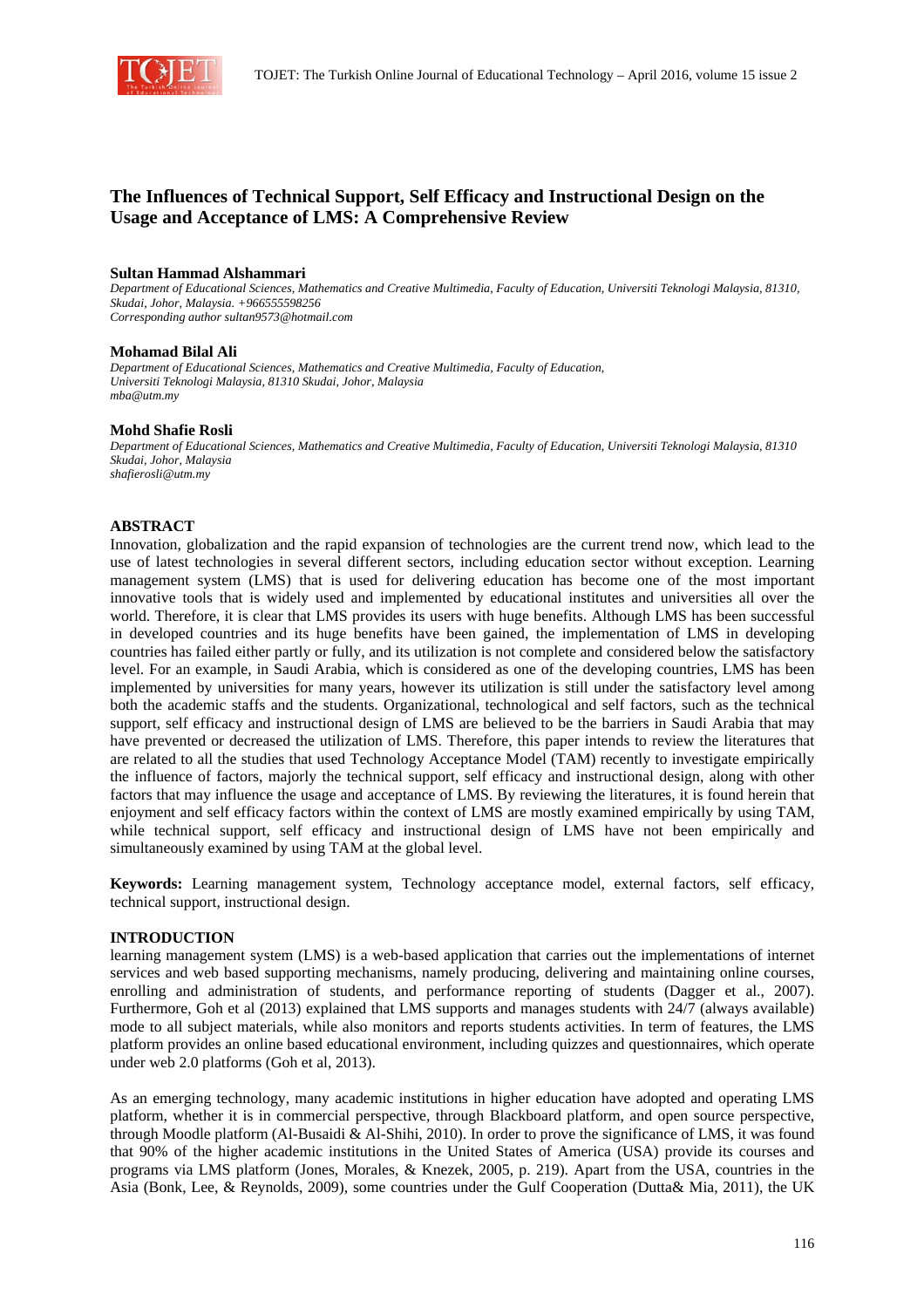# The Influences of Technical Support, Self Efficacy and Instructional Design on the Usage and Acceptance of LMS: A Comprehensive Review

**Sultan Hammad Alshammari**
*Department of Educational Sciences, Mathematics and Creative Multimedia, Faculty of Education, Universiti Teknologi Malaysia, 81310, Skudai, Johor, Malaysia. +966555598256*
*Corresponding author sultan9573@hotmail.com*

**Mohamad Bilal Ali**
*Department of Educational Sciences, Mathematics and Creative Multimedia, Faculty of Education, Universiti Teknologi Malaysia, 81310 Skudai, Johor, Malaysia*
*mba@utm.my*

**Mohd Shafie Rosli**
*Department of Educational Sciences, Mathematics and Creative Multimedia, Faculty of Education, Universiti Teknologi Malaysia, 81310 Skudai, Johor, Malaysia*
*shafierosli@utm.my*

## ABSTRACT

Innovation, globalization and the rapid expansion of technologies are the current trend now, which lead to the use of latest technologies in several different sectors, including education sector without exception. Learning management system (LMS) that is used for delivering education has become one of the most important innovative tools that is widely used and implemented by educational institutes and universities all over the world. Therefore, it is clear that LMS provides its users with huge benefits. Although LMS has been successful in developed countries and its huge benefits have been gained, the implementation of LMS in developing countries has failed either partly or fully, and its utilization is not complete and considered below the satisfactory level. For an example, in Saudi Arabia, which is considered as one of the developing countries, LMS has been implemented by universities for many years, however its utilization is still under the satisfactory level among both the academic staffs and the students. Organizational, technological and self factors, such as the technical support, self efficacy and instructional design of LMS are believed to be the barriers in Saudi Arabia that may have prevented or decreased the utilization of LMS. Therefore, this paper intends to review the literatures that are related to all the studies that used Technology Acceptance Model (TAM) recently to investigate empirically the influence of factors, majorly the technical support, self efficacy and instructional design, along with other factors that may influence the usage and acceptance of LMS. By reviewing the literatures, it is found herein that enjoyment and self efficacy factors within the context of LMS are mostly examined empirically by using TAM, while technical support, self efficacy and instructional design of LMS have not been empirically and simultaneously examined by using TAM at the global level.

**Keywords:** Learning management system, Technology acceptance model, external factors, self efficacy, technical support, instructional design.

## INTRODUCTION

learning management system (LMS) is a web-based application that carries out the implementations of internet services and web based supporting mechanisms, namely producing, delivering and maintaining online courses, enrolling and administration of students, and performance reporting of students (Dagger et al., 2007). Furthermore, Goh et al (2013) explained that LMS supports and manages students with 24/7 (always available) mode to all subject materials, while also monitors and reports students activities. In term of features, the LMS platform provides an online based educational environment, including quizzes and questionnaires, which operate under web 2.0 platforms (Goh et al, 2013).

As an emerging technology, many academic institutions in higher education have adopted and operating LMS platform, whether it is in commercial perspective, through Blackboard platform, and open source perspective, through Moodle platform (Al-Busaidi & Al-Shihi, 2010). In order to prove the significance of LMS, it was found that 90% of the higher academic institutions in the United States of America (USA) provide its courses and programs via LMS platform (Jones, Morales, & Knezek, 2005, p. 219). Apart from the USA, countries in the Asia (Bonk, Lee, & Reynolds, 2009), some countries under the Gulf Cooperation (Dutta& Mia, 2011), the UK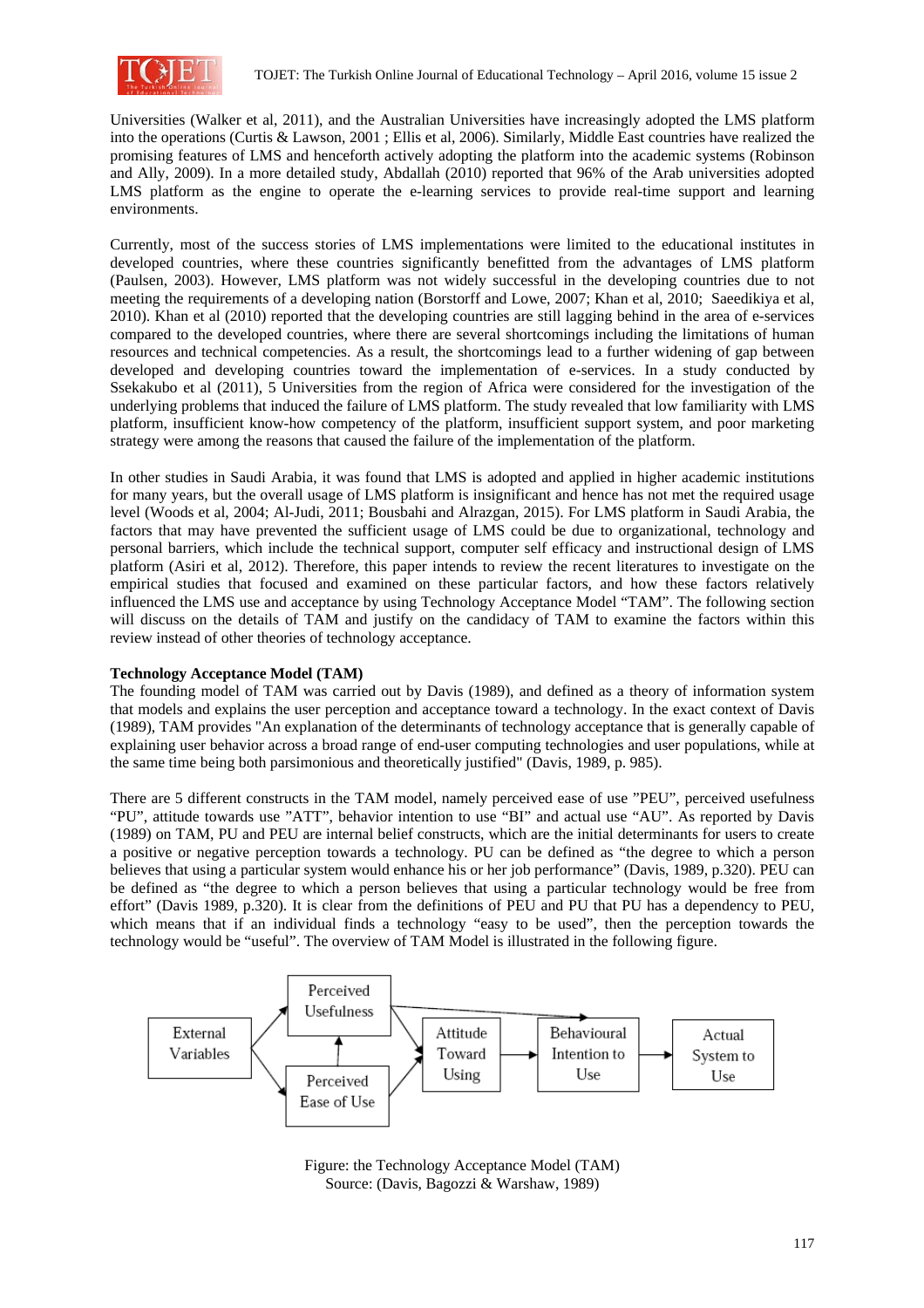Universities (Walker et al, 2011), and the Australian Universities have increasingly adopted the LMS platform into the operations (Curtis & Lawson, 2001 ; Ellis et al, 2006). Similarly, Middle East countries have realized the promising features of LMS and henceforth actively adopting the platform into the academic systems (Robinson and Ally, 2009). In a more detailed study, Abdallah (2010) reported that 96% of the Arab universities adopted LMS platform as the engine to operate the e-learning services to provide real-time support and learning environments.

Currently, most of the success stories of LMS implementations were limited to the educational institutes in developed countries, where these countries significantly benefitted from the advantages of LMS platform (Paulsen, 2003). However, LMS platform was not widely successful in the developing countries due to not meeting the requirements of a developing nation (Borstorff and Lowe, 2007; Khan et al, 2010; Saeedikiya et al, 2010). Khan et al (2010) reported that the developing countries are still lagging behind in the area of e-services compared to the developed countries, where there are several shortcomings including the limitations of human resources and technical competencies. As a result, the shortcomings lead to a further widening of gap between developed and developing countries toward the implementation of e-services. In a study conducted by Ssekakubo et al (2011), 5 Universities from the region of Africa were considered for the investigation of the underlying problems that induced the failure of LMS platform. The study revealed that low familiarity with LMS platform, insufficient know-how competency of the platform, insufficient support system, and poor marketing strategy were among the reasons that caused the failure of the implementation of the platform.

In other studies in Saudi Arabia, it was found that LMS is adopted and applied in higher academic institutions for many years, but the overall usage of LMS platform is insignificant and hence has not met the required usage level (Woods et al, 2004; Al-Judi, 2011; Bousbahi and Alrazgan, 2015). For LMS platform in Saudi Arabia, the factors that may have prevented the sufficient usage of LMS could be due to organizational, technology and personal barriers, which include the technical support, computer self efficacy and instructional design of LMS platform (Asiri et al, 2012). Therefore, this paper intends to review the recent literatures to investigate on the empirical studies that focused and examined on these particular factors, and how these factors relatively influenced the LMS use and acceptance by using Technology Acceptance Model "TAM". The following section will discuss on the details of TAM and justify on the candidacy of TAM to examine the factors within this review instead of other theories of technology acceptance.

**Technology Acceptance Model (TAM)**

The founding model of TAM was carried out by Davis (1989), and defined as a theory of information system that models and explains the user perception and acceptance toward a technology. In the exact context of Davis (1989), TAM provides "An explanation of the determinants of technology acceptance that is generally capable of explaining user behavior across a broad range of end-user computing technologies and user populations, while at the same time being both parsimonious and theoretically justified" (Davis, 1989, p. 985).

There are 5 different constructs in the TAM model, namely perceived ease of use "PEU", perceived usefulness "PU", attitude towards use "ATT", behavior intention to use "BI" and actual use "AU". As reported by Davis (1989) on TAM, PU and PEU are internal belief constructs, which are the initial determinants for users to create a positive or negative perception towards a technology. PU can be defined as "the degree to which a person believes that using a particular system would enhance his or her job performance" (Davis, 1989, p.320). PEU can be defined as "the degree to which a person believes that using a particular technology would be free from effort" (Davis 1989, p.320). It is clear from the definitions of PEU and PU that PU has a dependency to PEU, which means that if an individual finds a technology "easy to be used", then the perception towards the technology would be "useful". The overview of TAM Model is illustrated in the following figure.

External Variables → Perceived Usefulness; External Variables → Perceived Ease of Use; Perceived Ease of Use → Perceived Usefulness; Perceived Usefulness → Attitude Toward Using; Perceived Usefulness → Behavioural Intention to Use; Perceived Ease of Use → Attitude Toward Using; Attitude Toward Using → Behavioural Intention to Use; Behavioural Intention to Use → Actual System to Use

Figure: the Technology Acceptance Model (TAM)
Source: (Davis, Bagozzi & Warshaw, 1989)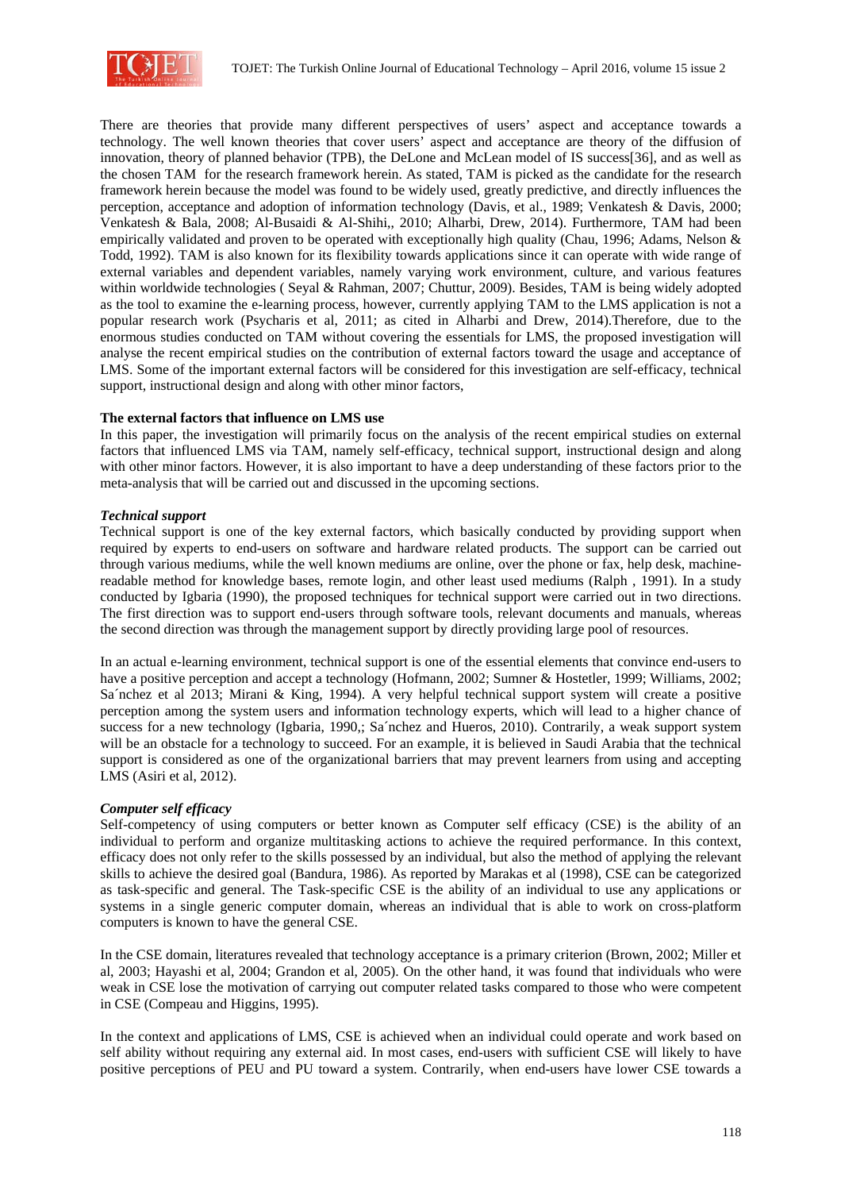There are theories that provide many different perspectives of users' aspect and acceptance towards a technology. The well known theories that cover users' aspect and acceptance are theory of the diffusion of innovation, theory of planned behavior (TPB), the DeLone and McLean model of IS success[36], as well as the chosen TAM for the research framework herein. As stated, TAM is picked as the candidate for the research framework herein because the model was found to be widely used, greatly predictive, and directly influences the perception, acceptance and adoption of information technology (Davis, et al., 1989; Venkatesh & Davis, 2000; Venkatesh & Bala, 2008; Al-Busaidi & Al-Shihi,, 2010; Alharbi, Drew, 2014). Furthermore, TAM had been empirically validated and proven to be operated with exceptionally high quality (Chau, 1996; Adams, Nelson & Todd, 1992). TAM is also known for its flexibility towards applications since it can operate with wide range of external variables and dependent variables, namely varying work environment, culture, and various features within worldwide technologies ( Seyal & Rahman, 2007; Chuttur, 2009). Besides, TAM is being widely adopted as the tool to examine the e-learning process, however, currently applying TAM to the LMS application is not a popular research work (Psycharis et al, 2011; as cited in Alharbi and Drew, 2014).Therefore, due to the enormous studies conducted on TAM without covering the essentials for LMS, the proposed investigation will analyse the recent empirical studies on the contribution of external factors toward the usage and acceptance of LMS. Some of the important external factors will be considered for this investigation are self-efficacy, technical support, instructional design and along with other minor factors,

**The external factors that influence on LMS use**

In this paper, the investigation will primarily focus on the analysis of the recent empirical studies on external factors that influenced LMS via TAM, namely self-efficacy, technical support, instructional design and along with other minor factors. However, it is also important to have a deep understanding of these factors prior to the meta-analysis that will be carried out and discussed in the upcoming sections.

***Technical support***

Technical support is one of the key external factors, which basically conducted by providing support when required by experts to end-users on software and hardware related products. The support can be carried out through various mediums, while the well known mediums are online, over the phone or fax, help desk, machine-readable method for knowledge bases, remote login, and other least used mediums (Ralph , 1991). In a study conducted by Igbaria (1990), the proposed techniques for technical support were carried out in two directions. The first direction was to support end-users through software tools, relevant documents and manuals, whereas the second direction was through the management support by directly providing large pool of resources.

In an actual e-learning environment, technical support is one of the essential elements that convince end-users to have a positive perception and accept a technology (Hofmann, 2002; Sumner & Hostetler, 1999; Williams, 2002; Sa´nchez et al 2013; Mirani & King, 1994). A very helpful technical support system will create a positive perception among the system users and information technology experts, which will lead to a higher chance of success for a new technology (Igbaria, 1990,; Sa´nchez and Hueros, 2010). Contrarily, a weak support system will be an obstacle for a technology to succeed. For an example, it is believed in Saudi Arabia that the technical support is considered as one of the organizational barriers that may prevent learners from using and accepting LMS (Asiri et al, 2012).

***Computer self efficacy***

Self-competency of using computers or better known as Computer self efficacy (CSE) is the ability of an individual to perform and organize multitasking actions to achieve the required performance. In this context, efficacy does not only refer to the skills possessed by an individual, but also the method of applying the relevant skills to achieve the desired goal (Bandura, 1986). As reported by Marakas et al (1998), CSE can be categorized as task-specific and general. The Task-specific CSE is the ability of an individual to use any applications or systems in a single generic computer domain, whereas an individual that is able to work on cross-platform computers is known to have the general CSE.

In the CSE domain, literatures revealed that technology acceptance is a primary criterion (Brown, 2002; Miller et al, 2003; Hayashi et al, 2004; Grandon et al, 2005). On the other hand, it was found that individuals who were weak in CSE lose the motivation of carrying out computer related tasks compared to those who were competent in CSE (Compeau and Higgins, 1995).

In the context and applications of LMS, CSE is achieved when an individual could operate and work based on self ability without requiring any external aid. In most cases, end-users with sufficient CSE will likely to have positive perceptions of PEU and PU toward a system. Contrarily, when end-users have lower CSE towards a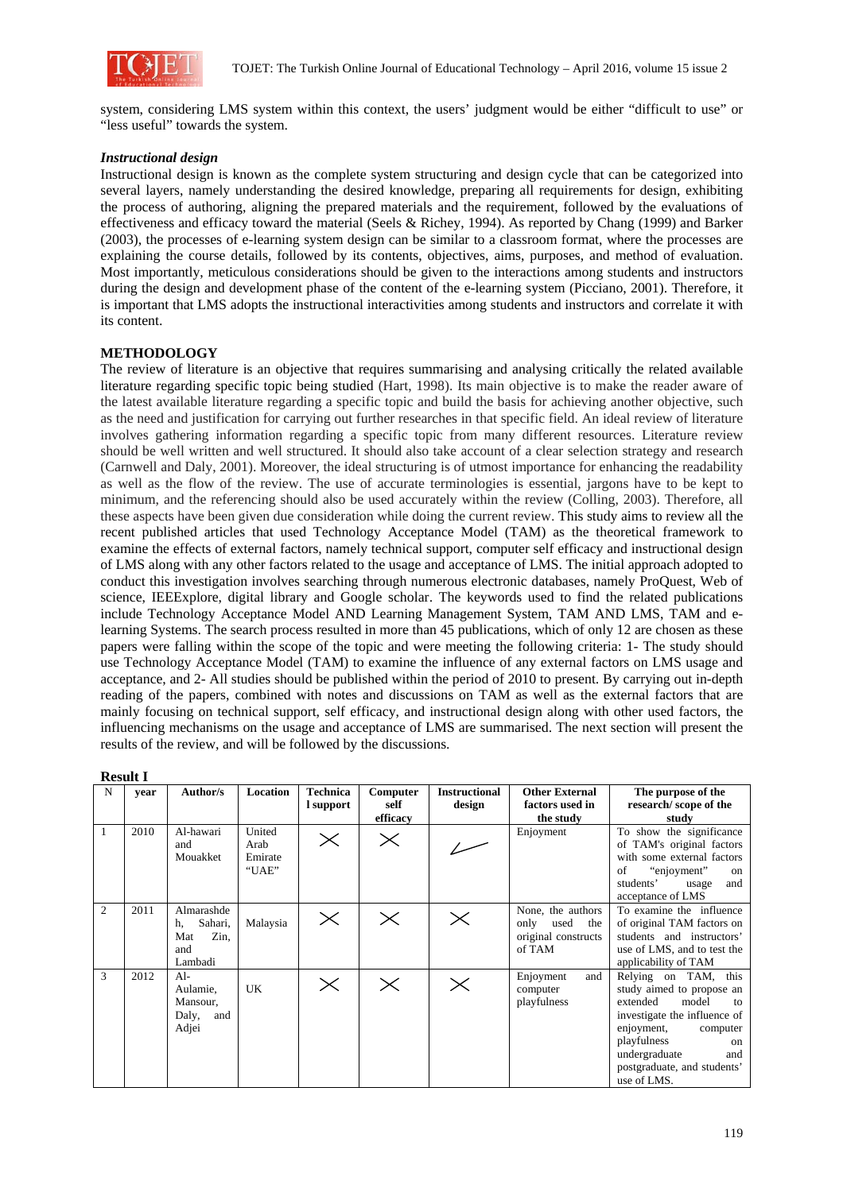system, considering LMS system within this context, the users' judgment would be either "difficult to use" or "less useful" towards the system.

### *Instructional design*

Instructional design is known as the complete system structuring and design cycle that can be categorized into several layers, namely understanding the desired knowledge, preparing all requirements for design, exhibiting the process of authoring, aligning the prepared materials and the requirement, followed by the evaluations of effectiveness and efficacy toward the material (Seels & Richey, 1994). As reported by Chang (1999) and Barker (2003), the processes of e-learning system design can be similar to a classroom format, where the processes are explaining the course details, followed by its contents, objectives, aims, purposes, and method of evaluation. Most importantly, meticulous considerations should be given to the interactions among students and instructors during the design and development phase of the content of the e-learning system (Picciano, 2001). Therefore, it is important that LMS adopts the instructional interactivities among students and instructors and correlate it with its content.

## METHODOLOGY

The review of literature is an objective that requires summarising and analysing critically the related available literature regarding specific topic being studied (Hart, 1998). Its main objective is to make the reader aware of the latest available literature regarding a specific topic and build the basis for achieving another objective, such as the need and justification for carrying out further researches in that specific field. An ideal review of literature involves gathering information regarding a specific topic from many different resources. Literature review should be well written and well structured. It should also take account of a clear selection strategy and research (Carnwell and Daly, 2001). Moreover, the ideal structuring is of utmost importance for enhancing the readability as well as the flow of the review. The use of accurate terminologies is essential, jargons have to be kept to minimum, and the referencing should also be used accurately within the review (Colling, 2003). Therefore, all these aspects have been given due consideration while doing the current review. This study aims to review all the recent published articles that used Technology Acceptance Model (TAM) as the theoretical framework to examine the effects of external factors, namely technical support, computer self efficacy and instructional design of LMS along with any other factors related to the usage and acceptance of LMS. The initial approach adopted to conduct this investigation involves searching through numerous electronic databases, namely ProQuest, Web of science, IEEExplore, digital library and Google scholar. The keywords used to find the related publications include Technology Acceptance Model AND Learning Management System, TAM AND LMS, TAM and e-learning Systems. The search process resulted in more than 45 publications, which of only 12 are chosen as these papers were falling within the scope of the topic and were meeting the following criteria: 1- The study should use Technology Acceptance Model (TAM) to examine the influence of any external factors on LMS usage and acceptance, and 2- All studies should be published within the period of 2010 to present. By carrying out in-depth reading of the papers, combined with notes and discussions on TAM as well as the external factors that are mainly focusing on technical support, self efficacy, and instructional design along with other used factors, the influencing mechanisms on the usage and acceptance of LMS are summarised. The next section will present the results of the review, and will be followed by the discussions.

**Result I**

| N | year | Author/s | Location | Technical support | Computer self efficacy | Instructional design | Other External factors used in the study | The purpose of the research/ scope of the study |
|---|---|---|---|---|---|---|---|---|
| 1 | 2010 | Al-hawari and Mouakket | United Arab Emirate "UAE" | ✗ | ✗ | ✓ | Enjoyment | To show the significance of TAM's original factors with some external factors of "enjoyment" on students' usage and acceptance of LMS |
| 2 | 2011 | Almarashdeh, Sahari, Mat Zin, and Lambadi | Malaysia | ✗ | ✗ | ✗ | None, the authors only used the original constructs of TAM | To examine the influence of original TAM factors on students and instructors' use of LMS, and to test the applicability of TAM |
| 3 | 2012 | Al-Aulamie, Mansour, Daly, and Adjei | UK | ✗ | ✗ | ✗ | Enjoyment and computer playfulness | Relying on TAM, this study aimed to propose an extended model to investigate the influence of enjoyment, computer playfulness on undergraduate and postgraduate, and students' use of LMS. |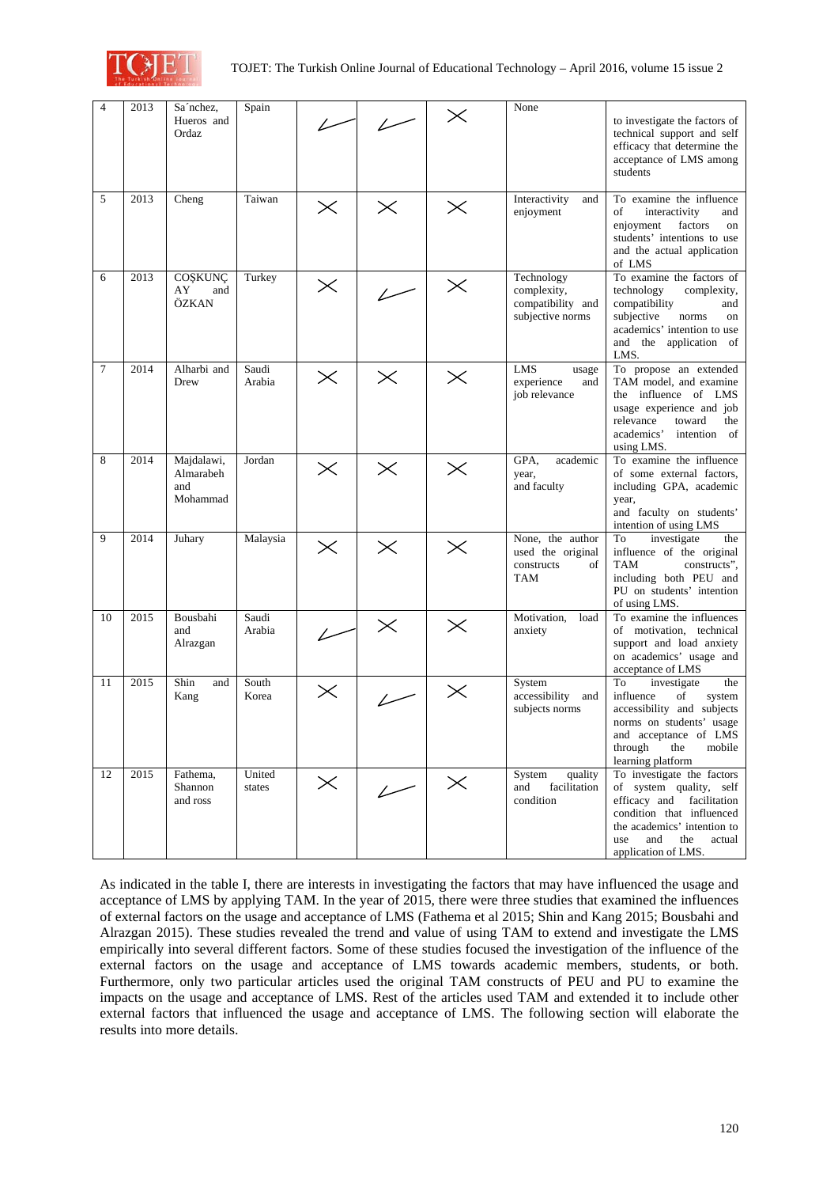| 4 | 2013 | Sa´nchez, Hueros and Ordaz | Spain | ✓ | ✓ | ✗ | None | to investigate the factors of technical support and self efficacy that determine the acceptance of LMS among students |
|---|---|---|---|---|---|---|---|---|
| 5 | 2013 | Cheng | Taiwan | ✗ | ✗ | ✗ | Interactivity and enjoyment | To examine the influence of interactivity and enjoyment factors on students' intentions to use and the actual application of LMS |
| 6 | 2013 | COŞKUNÇ AY and ÖZKAN | Turkey | ✗ | ✓ | ✗ | Technology complexity, compatibility and subjective norms | To examine the factors of technology complexity, compatibility and subjective norms on academics' intention to use and the application of LMS. |
| 7 | 2014 | Alharbi and Drew | Saudi Arabia | ✗ | ✗ | ✗ | LMS usage experience and job relevance | To propose an extended TAM model, and examine the influence of LMS usage experience and job relevance toward the academics' intention of using LMS. |
| 8 | 2014 | Majdalawi, Almarabeh and Mohammad | Jordan | ✗ | ✗ | ✗ | GPA, academic year, and faculty | To examine the influence of some external factors, including GPA, academic year, and faculty on students' intention of using LMS |
| 9 | 2014 | Juhary | Malaysia | ✗ | ✗ | ✗ | None, the author used the original constructs of TAM | To investigate the influence of the original TAM constructs", including both PEU and PU on students' intention of using LMS. |
| 10 | 2015 | Bousbahi and Alrazgan | Saudi Arabia | ✓ | ✗ | ✗ | Motivation, load anxiety | To examine the influences of motivation, technical support and load anxiety on academics' usage and acceptance of LMS |
| 11 | 2015 | Shin and Kang | South Korea | ✗ | ✓ | ✗ | System accessibility and subjects norms | To investigate the influence of system accessibility and subjects norms on students' usage and acceptance of LMS through the mobile learning platform |
| 12 | 2015 | Fathema, Shannon and ross | United states | ✗ | ✓ | ✗ | System quality and facilitation condition | To investigate the factors of system quality, self efficacy and facilitation condition that influenced the academics' intention to use and the actual application of LMS. |

As indicated in the table I, there are interests in investigating the factors that may have influenced the usage and acceptance of LMS by applying TAM. In the year of 2015, there were three studies that examined the influences of external factors on the usage and acceptance of LMS (Fathema et al 2015; Shin and Kang 2015; Bousbahi and Alrazgan 2015). These studies revealed the trend and value of using TAM to extend and investigate the LMS empirically into several different factors. Some of these studies focused the investigation of the influence of the external factors on the usage and acceptance of LMS towards academic members, students, or both. Furthermore, only two particular articles used the original TAM constructs of PEU and PU to examine the impacts on the usage and acceptance of LMS. Rest of the articles used TAM and extended it to include other external factors that influenced the usage and acceptance of LMS. The following section will elaborate the results into more details.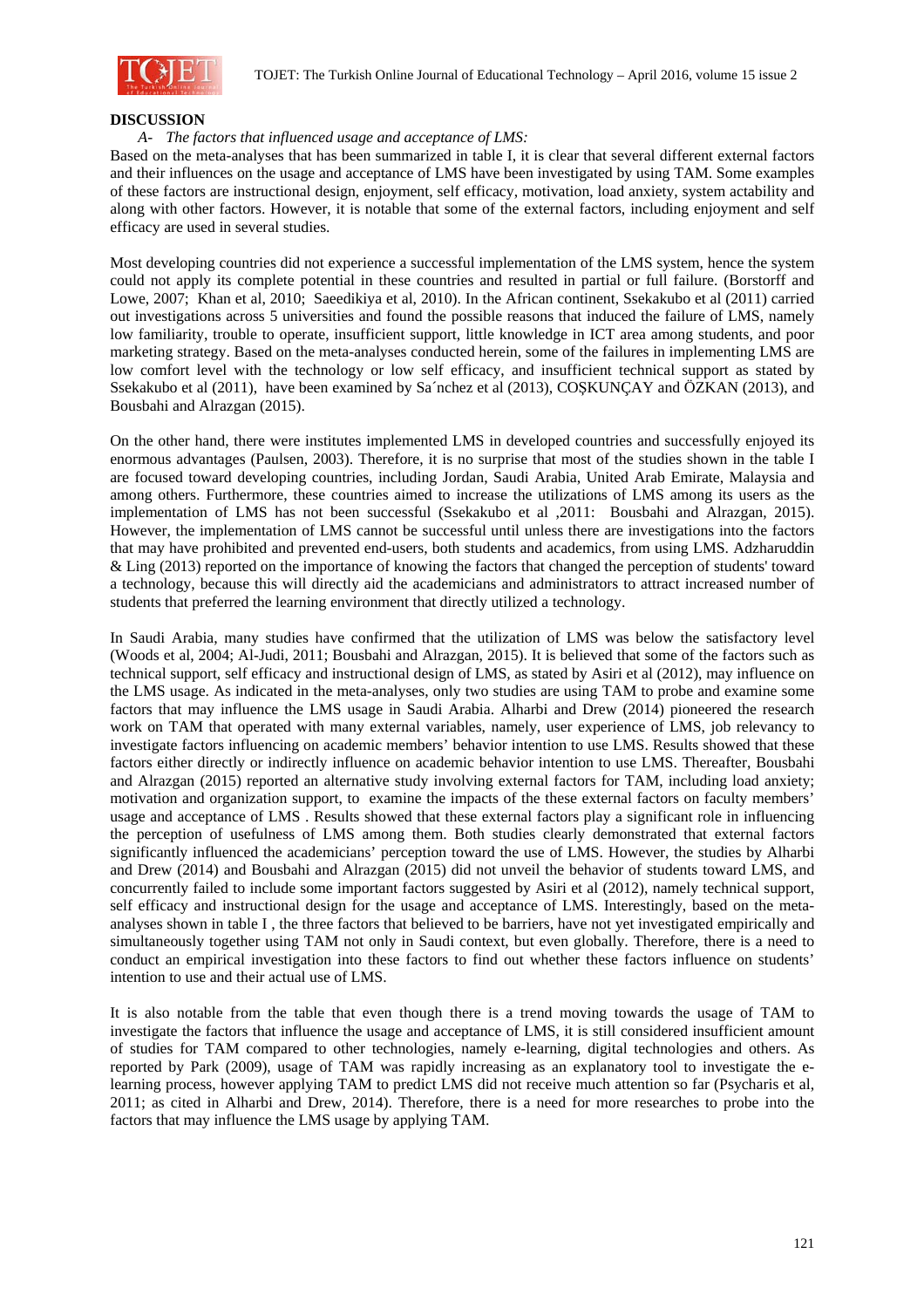## DISCUSSION

*A- The factors that influenced usage and acceptance of LMS:*

Based on the meta-analyses that has been summarized in table I, it is clear that several different external factors and their influences on the usage and acceptance of LMS have been investigated by using TAM. Some examples of these factors are instructional design, enjoyment, self efficacy, motivation, load anxiety, system actability and along with other factors. However, it is notable that some of the external factors, including enjoyment and self efficacy are used in several studies.

Most developing countries did not experience a successful implementation of the LMS system, hence the system could not apply its complete potential in these countries and resulted in partial or full failure. (Borstorff and Lowe, 2007; Khan et al, 2010; Saeedikiya et al, 2010). In the African continent, Ssekakubo et al (2011) carried out investigations across 5 universities and found the possible reasons that induced the failure of LMS, namely low familiarity, trouble to operate, insufficient support, little knowledge in ICT area among students, and poor marketing strategy. Based on the meta-analyses conducted herein, some of the failures in implementing LMS are low comfort level with the technology or low self efficacy, and insufficient technical support as stated by Ssekakubo et al (2011), have been examined by Sa´nchez et al (2013), COŞKUNÇAY and ÖZKAN (2013), and Bousbahi and Alrazgan (2015).

On the other hand, there were institutes implemented LMS in developed countries and successfully enjoyed its enormous advantages (Paulsen, 2003). Therefore, it is no surprise that most of the studies shown in the table I are focused toward developing countries, including Jordan, Saudi Arabia, United Arab Emirate, Malaysia and among others. Furthermore, these countries aimed to increase the utilizations of LMS among its users as the implementation of LMS has not been successful (Ssekakubo et al ,2011: Bousbahi and Alrazgan, 2015). However, the implementation of LMS cannot be successful until unless there are investigations into the factors that may have prohibited and prevented end-users, both students and academics, from using LMS. Adzharuddin & Ling (2013) reported on the importance of knowing the factors that changed the perception of students' toward a technology, because this will directly aid the academicians and administrators to attract increased number of students that preferred the learning environment that directly utilized a technology.

In Saudi Arabia, many studies have confirmed that the utilization of LMS was below the satisfactory level (Woods et al, 2004; Al-Judi, 2011; Bousbahi and Alrazgan, 2015). It is believed that some of the factors such as technical support, self efficacy and instructional design of LMS, as stated by Asiri et al (2012), may influence on the LMS usage. As indicated in the meta-analyses, only two studies are using TAM to probe and examine some factors that may influence the LMS usage in Saudi Arabia. Alharbi and Drew (2014) pioneered the research work on TAM that operated with many external variables, namely, user experience of LMS, job relevancy to investigate factors influencing on academic members' behavior intention to use LMS. Results showed that these factors either directly or indirectly influence on academic behavior intention to use LMS. Thereafter, Bousbahi and Alrazgan (2015) reported an alternative study involving external factors for TAM, including load anxiety; motivation and organization support, to examine the impacts of the these external factors on faculty members' usage and acceptance of LMS . Results showed that these external factors play a significant role in influencing the perception of usefulness of LMS among them. Both studies clearly demonstrated that external factors significantly influenced the academicians' perception toward the use of LMS. However, the studies by Alharbi and Drew (2014) and Bousbahi and Alrazgan (2015) did not unveil the behavior of students toward LMS, and concurrently failed to include some important factors suggested by Asiri et al (2012), namely technical support, self efficacy and instructional design for the usage and acceptance of LMS. Interestingly, based on the meta-analyses shown in table I , the three factors that believed to be barriers, have not yet investigated empirically and simultaneously together using TAM not only in Saudi context, but even globally. Therefore, there is a need to conduct an empirical investigation into these factors to find out whether these factors influence on students' intention to use and their actual use of LMS.

It is also notable from the table that even though there is a trend moving towards the usage of TAM to investigate the factors that influence the usage and acceptance of LMS, it is still considered insufficient amount of studies for TAM compared to other technologies, namely e-learning, digital technologies and others. As reported by Park (2009), usage of TAM was rapidly increasing as an explanatory tool to investigate the e-learning process, however applying TAM to predict LMS did not receive much attention so far (Psycharis et al, 2011; as cited in Alharbi and Drew, 2014). Therefore, there is a need for more researches to probe into the factors that may influence the LMS usage by applying TAM.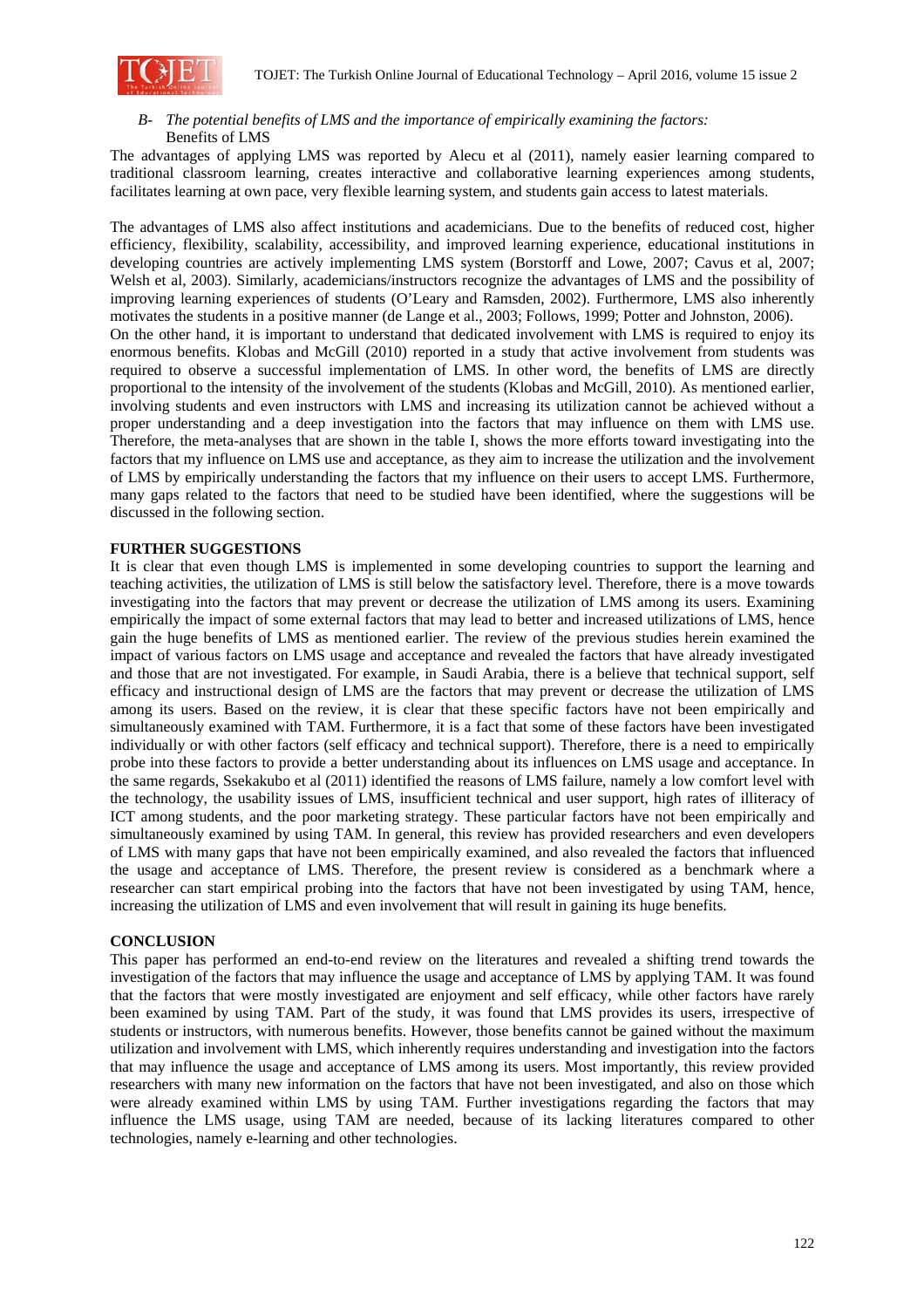*B- The potential benefits of LMS and the importance of empirically examining the factors:*
Benefits of LMS

The advantages of applying LMS was reported by Alecu et al (2011), namely easier learning compared to traditional classroom learning, creates interactive and collaborative learning experiences among students, facilitates learning at own pace, very flexible learning system, and students gain access to latest materials.

The advantages of LMS also affect institutions and academicians. Due to the benefits of reduced cost, higher efficiency, flexibility, scalability, accessibility, and improved learning experience, educational institutions in developing countries are actively implementing LMS system (Borstorff and Lowe, 2007; Cavus et al, 2007; Welsh et al, 2003). Similarly, academicians/instructors recognize the advantages of LMS and the possibility of improving learning experiences of students (O'Leary and Ramsden, 2002). Furthermore, LMS also inherently motivates the students in a positive manner (de Lange et al., 2003; Follows, 1999; Potter and Johnston, 2006).

On the other hand, it is important to understand that dedicated involvement with LMS is required to enjoy its enormous benefits. Klobas and McGill (2010) reported in a study that active involvement from students was required to observe a successful implementation of LMS. In other word, the benefits of LMS are directly proportional to the intensity of the involvement of the students (Klobas and McGill, 2010). As mentioned earlier, involving students and even instructors with LMS and increasing its utilization cannot be achieved without a proper understanding and a deep investigation into the factors that may influence on them with LMS use. Therefore, the meta-analyses that are shown in the table I, shows the more efforts toward investigating into the factors that my influence on LMS use and acceptance, as they aim to increase the utilization and the involvement of LMS by empirically understanding the factors that my influence on their users to accept LMS. Furthermore, many gaps related to the factors that need to be studied have been identified, where the suggestions will be discussed in the following section.

## FURTHER SUGGESTIONS

It is clear that even though LMS is implemented in some developing countries to support the learning and teaching activities, the utilization of LMS is still below the satisfactory level. Therefore, there is a move towards investigating into the factors that may prevent or decrease the utilization of LMS among its users. Examining empirically the impact of some external factors that may lead to better and increased utilizations of LMS, hence gain the huge benefits of LMS as mentioned earlier. The review of the previous studies herein examined the impact of various factors on LMS usage and acceptance and revealed the factors that have already investigated and those that are not investigated. For example, in Saudi Arabia, there is a believe that technical support, self efficacy and instructional design of LMS are the factors that may prevent or decrease the utilization of LMS among its users. Based on the review, it is clear that these specific factors have not been empirically and simultaneously examined with TAM. Furthermore, it is a fact that some of these factors have been investigated individually or with other factors (self efficacy and technical support). Therefore, there is a need to empirically probe into these factors to provide a better understanding about its influences on LMS usage and acceptance. In the same regards, Ssekakubo et al (2011) identified the reasons of LMS failure, namely a low comfort level with the technology, the usability issues of LMS, insufficient technical and user support, high rates of illiteracy of ICT among students, and the poor marketing strategy. These particular factors have not been empirically and simultaneously examined by using TAM. In general, this review has provided researchers and even developers of LMS with many gaps that have not been empirically examined, and also revealed the factors that influenced the usage and acceptance of LMS. Therefore, the present review is considered as a benchmark where a researcher can start empirical probing into the factors that have not been investigated by using TAM, hence, increasing the utilization of LMS and even involvement that will result in gaining its huge benefits.

## CONCLUSION

This paper has performed an end-to-end review on the literatures and revealed a shifting trend towards the investigation of the factors that may influence the usage and acceptance of LMS by applying TAM. It was found that the factors that were mostly investigated are enjoyment and self efficacy, while other factors have rarely been examined by using TAM. Part of the study, it was found that LMS provides its users, irrespective of students or instructors, with numerous benefits. However, those benefits cannot be gained without the maximum utilization and involvement with LMS, which inherently requires understanding and investigation into the factors that may influence the usage and acceptance of LMS among its users. Most importantly, this review provided researchers with many new information on the factors that have not been investigated, and also on those which were already examined within LMS by using TAM. Further investigations regarding the factors that may influence the LMS usage, using TAM are needed, because of its lacking literatures compared to other technologies, namely e-learning and other technologies.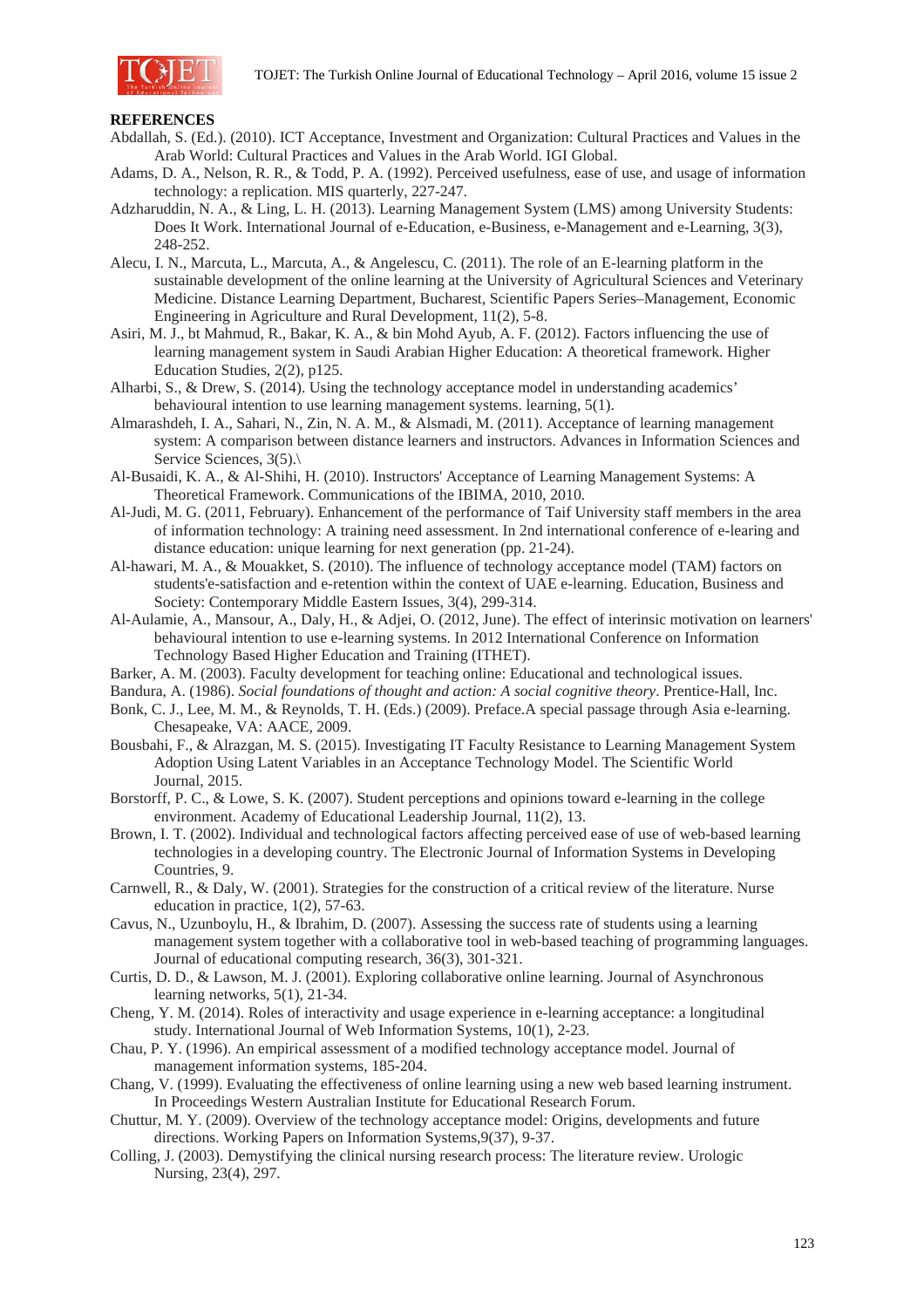**REFERENCES**

Abdallah, S. (Ed.). (2010). ICT Acceptance, Investment and Organization: Cultural Practices and Values in the Arab World: Cultural Practices and Values in the Arab World. IGI Global.

Adams, D. A., Nelson, R. R., & Todd, P. A. (1992). Perceived usefulness, ease of use, and usage of information technology: a replication. MIS quarterly, 227-247.

Adzharuddin, N. A., & Ling, L. H. (2013). Learning Management System (LMS) among University Students: Does It Work. International Journal of e-Education, e-Business, e-Management and e-Learning, 3(3), 248-252.

Alecu, I. N., Marcuta, L., Marcuta, A., & Angelescu, C. (2011). The role of an E-learning platform in the sustainable development of the online learning at the University of Agricultural Sciences and Veterinary Medicine. Distance Learning Department, Bucharest, Scientific Papers Series–Management, Economic Engineering in Agriculture and Rural Development, 11(2), 5-8.

Asiri, M. J., bt Mahmud, R., Bakar, K. A., & bin Mohd Ayub, A. F. (2012). Factors influencing the use of learning management system in Saudi Arabian Higher Education: A theoretical framework. Higher Education Studies, 2(2), p125.

Alharbi, S., & Drew, S. (2014). Using the technology acceptance model in understanding academics' behavioural intention to use learning management systems. learning, 5(1).

Almarashdeh, I. A., Sahari, N., Zin, N. A. M., & Alsmadi, M. (2011). Acceptance of learning management system: A comparison between distance learners and instructors. Advances in Information Sciences and Service Sciences, 3(5).\

Al-Busaidi, K. A., & Al-Shihi, H. (2010). Instructors' Acceptance of Learning Management Systems: A Theoretical Framework. Communications of the IBIMA, 2010, 2010.

Al-Judi, M. G. (2011, February). Enhancement of the performance of Taif University staff members in the area of information technology: A training need assessment. In 2nd international conference of e-learing and distance education: unique learning for next generation (pp. 21-24).

Al-hawari, M. A., & Mouakket, S. (2010). The influence of technology acceptance model (TAM) factors on students'e-satisfaction and e-retention within the context of UAE e-learning. Education, Business and Society: Contemporary Middle Eastern Issues, 3(4), 299-314.

Al-Aulamie, A., Mansour, A., Daly, H., & Adjei, O. (2012, June). The effect of interinsic motivation on learners' behavioural intention to use e-learning systems. In 2012 International Conference on Information Technology Based Higher Education and Training (ITHET).

Barker, A. M. (2003). Faculty development for teaching online: Educational and technological issues.

Bandura, A. (1986). *Social foundations of thought and action: A social cognitive theory*. Prentice-Hall, Inc.

Bonk, C. J., Lee, M. M., & Reynolds, T. H. (Eds.) (2009). Preface.A special passage through Asia e-learning. Chesapeake, VA: AACE, 2009.

Bousbahi, F., & Alrazgan, M. S. (2015). Investigating IT Faculty Resistance to Learning Management System Adoption Using Latent Variables in an Acceptance Technology Model. The Scientific World Journal, 2015.

Borstorff, P. C., & Lowe, S. K. (2007). Student perceptions and opinions toward e-learning in the college environment. Academy of Educational Leadership Journal, 11(2), 13.

Brown, I. T. (2002). Individual and technological factors affecting perceived ease of use of web-based learning technologies in a developing country. The Electronic Journal of Information Systems in Developing Countries, 9.

Carnwell, R., & Daly, W. (2001). Strategies for the construction of a critical review of the literature. Nurse education in practice, 1(2), 57-63.

Cavus, N., Uzunboylu, H., & Ibrahim, D. (2007). Assessing the success rate of students using a learning management system together with a collaborative tool in web-based teaching of programming languages. Journal of educational computing research, 36(3), 301-321.

Curtis, D. D., & Lawson, M. J. (2001). Exploring collaborative online learning. Journal of Asynchronous learning networks, 5(1), 21-34.

Cheng, Y. M. (2014). Roles of interactivity and usage experience in e-learning acceptance: a longitudinal study. International Journal of Web Information Systems, 10(1), 2-23.

Chau, P. Y. (1996). An empirical assessment of a modified technology acceptance model. Journal of management information systems, 185-204.

Chang, V. (1999). Evaluating the effectiveness of online learning using a new web based learning instrument. In Proceedings Western Australian Institute for Educational Research Forum.

Chuttur, M. Y. (2009). Overview of the technology acceptance model: Origins, developments and future directions. Working Papers on Information Systems,9(37), 9-37.

Colling, J. (2003). Demystifying the clinical nursing research process: The literature review. Urologic Nursing, 23(4), 297.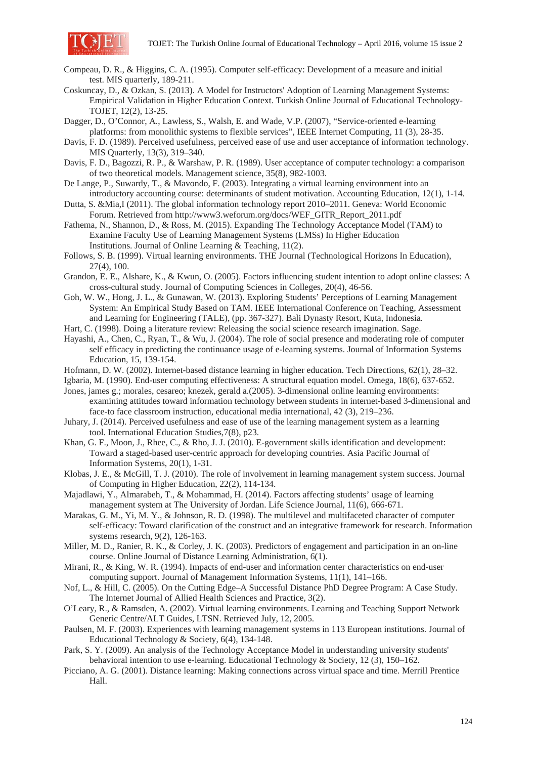Compeau, D. R., & Higgins, C. A. (1995). Computer self-efficacy: Development of a measure and initial test. MIS quarterly, 189-211.

Coskuncay, D., & Ozkan, S. (2013). A Model for Instructors' Adoption of Learning Management Systems: Empirical Validation in Higher Education Context. Turkish Online Journal of Educational Technology-TOJET, 12(2), 13-25.

Dagger, D., O'Connor, A., Lawless, S., Walsh, E. and Wade, V.P. (2007), "Service-oriented e-learning platforms: from monolithic systems to flexible services", IEEE Internet Computing, 11 (3), 28-35.

Davis, F. D. (1989). Perceived usefulness, perceived ease of use and user acceptance of information technology. MIS Quarterly, 13(3), 319–340.

Davis, F. D., Bagozzi, R. P., & Warshaw, P. R. (1989). User acceptance of computer technology: a comparison of two theoretical models. Management science, 35(8), 982-1003.

De Lange, P., Suwardy, T., & Mavondo, F. (2003). Integrating a virtual learning environment into an introductory accounting course: determinants of student motivation. Accounting Education, 12(1), 1-14.

Dutta, S. &Mia,I (2011). The global information technology report 2010–2011. Geneva: World Economic Forum. Retrieved from http://www3.weforum.org/docs/WEF_GITR_Report_2011.pdf

Fathema, N., Shannon, D., & Ross, M. (2015). Expanding The Technology Acceptance Model (TAM) to Examine Faculty Use of Learning Management Systems (LMSs) In Higher Education Institutions. Journal of Online Learning & Teaching, 11(2).

Follows, S. B. (1999). Virtual learning environments. THE Journal (Technological Horizons In Education), 27(4), 100.

Grandon, E. E., Alshare, K., & Kwun, O. (2005). Factors influencing student intention to adopt online classes: A cross-cultural study. Journal of Computing Sciences in Colleges, 20(4), 46-56.

Goh, W. W., Hong, J. L., & Gunawan, W. (2013). Exploring Students' Perceptions of Learning Management System: An Empirical Study Based on TAM. IEEE International Conference on Teaching, Assessment and Learning for Engineering (TALE), (pp. 367-327). Bali Dynasty Resort, Kuta, Indonesia.

Hart, C. (1998). Doing a literature review: Releasing the social science research imagination. Sage.

Hayashi, A., Chen, C., Ryan, T., & Wu, J. (2004). The role of social presence and moderating role of computer self efficacy in predicting the continuance usage of e-learning systems. Journal of Information Systems Education, 15, 139-154.

Hofmann, D. W. (2002). Internet-based distance learning in higher education. Tech Directions, 62(1), 28–32.

Igbaria, M. (1990). End-user computing effectiveness: A structural equation model. Omega, 18(6), 637-652.

Jones, james g.; morales, cesareo; knezek, gerald a.(2005). 3-dimensional online learning environments: examining attitudes toward information technology between students in internet-based 3-dimensional and face-to face classroom instruction, educational media international, 42 (3), 219–236.

Juhary, J. (2014). Perceived usefulness and ease of use of the learning management system as a learning tool. International Education Studies,7(8), p23.

Khan, G. F., Moon, J., Rhee, C., & Rho, J. J. (2010). E-government skills identification and development: Toward a staged-based user-centric approach for developing countries. Asia Pacific Journal of Information Systems, 20(1), 1-31.

Klobas, J. E., & McGill, T. J. (2010). The role of involvement in learning management system success. Journal of Computing in Higher Education, 22(2), 114-134.

Majdalawi, Y., Almarabeh, T., & Mohammad, H. (2014). Factors affecting students' usage of learning management system at The University of Jordan. Life Science Journal, 11(6), 666-671.

Marakas, G. M., Yi, M. Y., & Johnson, R. D. (1998). The multilevel and multifaceted character of computer self-efficacy: Toward clarification of the construct and an integrative framework for research. Information systems research, 9(2), 126-163.

Miller, M. D., Ranier, R. K., & Corley, J. K. (2003). Predictors of engagement and participation in an on-line course. Online Journal of Distance Learning Administration, 6(1).

Mirani, R., & King, W. R. (1994). Impacts of end-user and information center characteristics on end-user computing support. Journal of Management Information Systems, 11(1), 141–166.

Nof, L., & Hill, C. (2005). On the Cutting Edge–A Successful Distance PhD Degree Program: A Case Study. The Internet Journal of Allied Health Sciences and Practice, 3(2).

O'Leary, R., & Ramsden, A. (2002). Virtual learning environments. Learning and Teaching Support Network Generic Centre/ALT Guides, LTSN. Retrieved July, 12, 2005.

Paulsen, M. F. (2003). Experiences with learning management systems in 113 European institutions. Journal of Educational Technology & Society, 6(4), 134-148.

Park, S. Y. (2009). An analysis of the Technology Acceptance Model in understanding university students' behavioral intention to use e-learning. Educational Technology & Society, 12 (3), 150–162.

Picciano, A. G. (2001). Distance learning: Making connections across virtual space and time. Merrill Prentice Hall.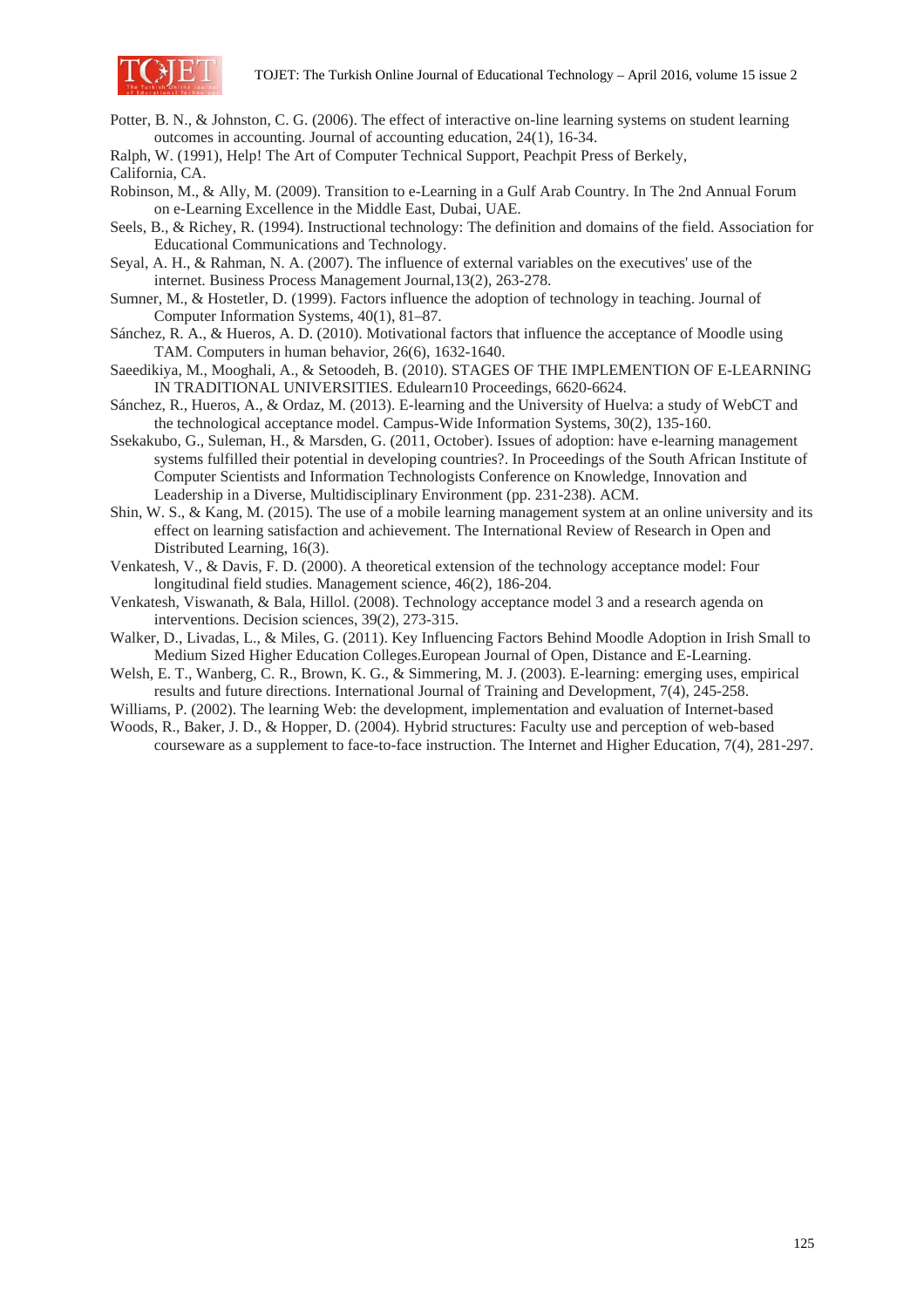Potter, B. N., & Johnston, C. G. (2006). The effect of interactive on-line learning systems on student learning outcomes in accounting. Journal of accounting education, 24(1), 16-34.

Ralph, W. (1991), Help! The Art of Computer Technical Support, Peachpit Press of Berkely, California, CA.

Robinson, M., & Ally, M. (2009). Transition to e-Learning in a Gulf Arab Country. In The 2nd Annual Forum on e-Learning Excellence in the Middle East, Dubai, UAE.

Seels, B., & Richey, R. (1994). Instructional technology: The definition and domains of the field. Association for Educational Communications and Technology.

Seyal, A. H., & Rahman, N. A. (2007). The influence of external variables on the executives' use of the internet. Business Process Management Journal,13(2), 263-278.

Sumner, M., & Hostetler, D. (1999). Factors influence the adoption of technology in teaching. Journal of Computer Information Systems, 40(1), 81–87.

Sánchez, R. A., & Hueros, A. D. (2010). Motivational factors that influence the acceptance of Moodle using TAM. Computers in human behavior, 26(6), 1632-1640.

Saeedikiya, M., Mooghali, A., & Setoodeh, B. (2010). STAGES OF THE IMPLEMENTION OF E-LEARNING IN TRADITIONAL UNIVERSITIES. Edulearn10 Proceedings, 6620-6624.

Sánchez, R., Hueros, A., & Ordaz, M. (2013). E-learning and the University of Huelva: a study of WebCT and the technological acceptance model. Campus-Wide Information Systems, 30(2), 135-160.

Ssekakubo, G., Suleman, H., & Marsden, G. (2011, October). Issues of adoption: have e-learning management systems fulfilled their potential in developing countries?. In Proceedings of the South African Institute of Computer Scientists and Information Technologists Conference on Knowledge, Innovation and Leadership in a Diverse, Multidisciplinary Environment (pp. 231-238). ACM.

Shin, W. S., & Kang, M. (2015). The use of a mobile learning management system at an online university and its effect on learning satisfaction and achievement. The International Review of Research in Open and Distributed Learning, 16(3).

Venkatesh, V., & Davis, F. D. (2000). A theoretical extension of the technology acceptance model: Four longitudinal field studies. Management science, 46(2), 186-204.

Venkatesh, Viswanath, & Bala, Hillol. (2008). Technology acceptance model 3 and a research agenda on interventions. Decision sciences, 39(2), 273-315.

Walker, D., Livadas, L., & Miles, G. (2011). Key Influencing Factors Behind Moodle Adoption in Irish Small to Medium Sized Higher Education Colleges.European Journal of Open, Distance and E-Learning.

Welsh, E. T., Wanberg, C. R., Brown, K. G., & Simmering, M. J. (2003). E-learning: emerging uses, empirical results and future directions. International Journal of Training and Development, 7(4), 245-258.

Williams, P. (2002). The learning Web: the development, implementation and evaluation of Internet-based

Woods, R., Baker, J. D., & Hopper, D. (2004). Hybrid structures: Faculty use and perception of web-based courseware as a supplement to face-to-face instruction. The Internet and Higher Education, 7(4), 281-297.